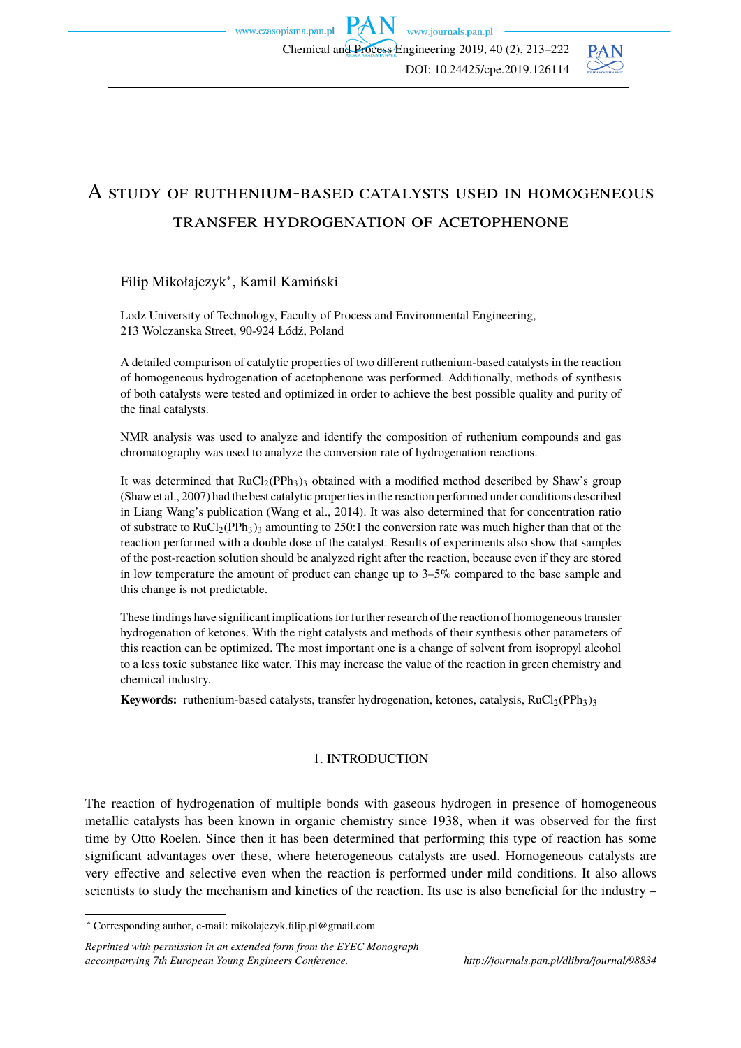# A STUDY OF RUTHENIUM-BASED CATALYSTS USED IN HOMOGENEOUS TRANSFER HYDROGENATION OF ACETOPHENONE

Filip Mikołajczyk*, Kamil Kamiński

Lodz University of Technology, Faculty of Process and Environmental Engineering,
213 Wolczanska Street, 90-924 Łódź, Poland

A detailed comparison of catalytic properties of two different ruthenium-based catalysts in the reaction of homogeneous hydrogenation of acetophenone was performed. Additionally, methods of synthesis of both catalysts were tested and optimized in order to achieve the best possible quality and purity of the final catalysts.

NMR analysis was used to analyze and identify the composition of ruthenium compounds and gas chromatography was used to analyze the conversion rate of hydrogenation reactions.

It was determined that $RuCl_2(PPh_3)_3$ obtained with a modified method described by Shaw's group (Shaw et al., 2007) had the best catalytic properties in the reaction performed under conditions described in Liang Wang's publication (Wang et al., 2014). It was also determined that for concentration ratio of substrate to $RuCl_2(PPh_3)_3$ amounting to 250:1 the conversion rate was much higher than that of the reaction performed with a double dose of the catalyst. Results of experiments also show that samples of the post-reaction solution should be analyzed right after the reaction, because even if they are stored in low temperature the amount of product can change up to 3–5% compared to the base sample and this change is not predictable.

These findings have significant implications for further research of the reaction of homogeneous transfer hydrogenation of ketones. With the right catalysts and methods of their synthesis other parameters of this reaction can be optimized. The most important one is a change of solvent from isopropyl alcohol to a less toxic substance like water. This may increase the value of the reaction in green chemistry and chemical industry.

**Keywords:** ruthenium-based catalysts, transfer hydrogenation, ketones, catalysis, $RuCl_2(PPh_3)_3$

## 1. INTRODUCTION

The reaction of hydrogenation of multiple bonds with gaseous hydrogen in presence of homogeneous metallic catalysts has been known in organic chemistry since 1938, when it was observed for the first time by Otto Roelen. Since then it has been determined that performing this type of reaction has some significant advantages over these, where heterogeneous catalysts are used. Homogeneous catalysts are very effective and selective even when the reaction is performed under mild conditions. It also allows scientists to study the mechanism and kinetics of the reaction. Its use is also beneficial for the industry –

* Corresponding author, e-mail: mikolajczyk.filip.pl@gmail.com

*Reprinted with permission in an extended form from the EYEC Monograph accompanying 7th European Young Engineers Conference.*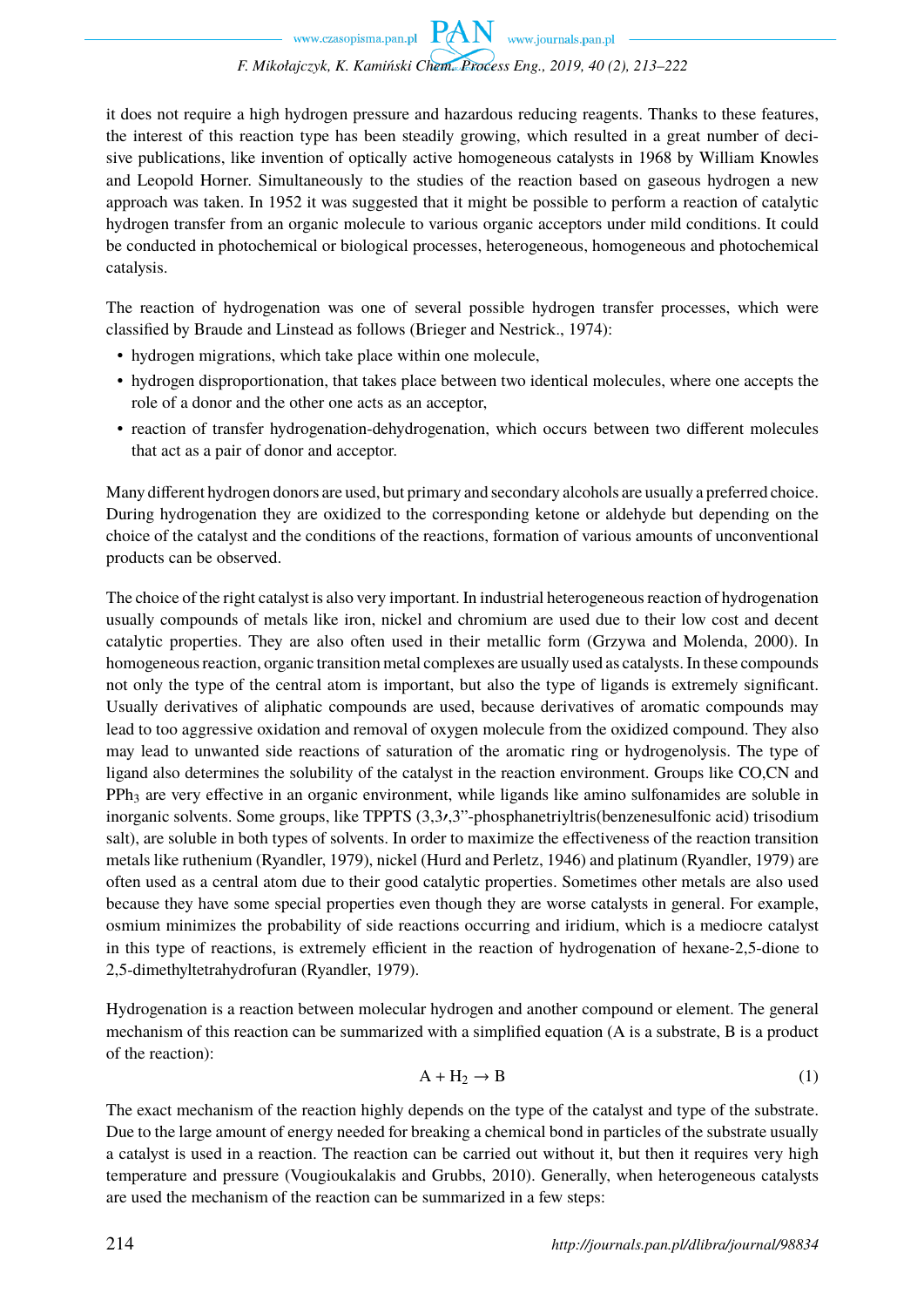it does not require a high hydrogen pressure and hazardous reducing reagents. Thanks to these features, the interest of this reaction type has been steadily growing, which resulted in a great number of decisive publications, like invention of optically active homogeneous catalysts in 1968 by William Knowles and Leopold Horner. Simultaneously to the studies of the reaction based on gaseous hydrogen a new approach was taken. In 1952 it was suggested that it might be possible to perform a reaction of catalytic hydrogen transfer from an organic molecule to various organic acceptors under mild conditions. It could be conducted in photochemical or biological processes, heterogeneous, homogeneous and photochemical catalysis.

The reaction of hydrogenation was one of several possible hydrogen transfer processes, which were classified by Braude and Linstead as follows (Brieger and Nestrick., 1974):

- hydrogen migrations, which take place within one molecule,
- hydrogen disproportionation, that takes place between two identical molecules, where one accepts the role of a donor and the other one acts as an acceptor,
- reaction of transfer hydrogenation-dehydrogenation, which occurs between two different molecules that act as a pair of donor and acceptor.

Many different hydrogen donors are used, but primary and secondary alcohols are usually a preferred choice. During hydrogenation they are oxidized to the corresponding ketone or aldehyde but depending on the choice of the catalyst and the conditions of the reactions, formation of various amounts of unconventional products can be observed.

The choice of the right catalyst is also very important. In industrial heterogeneous reaction of hydrogenation usually compounds of metals like iron, nickel and chromium are used due to their low cost and decent catalytic properties. They are also often used in their metallic form (Grzywa and Molenda, 2000). In homogeneous reaction, organic transition metal complexes are usually used as catalysts. In these compounds not only the type of the central atom is important, but also the type of ligands is extremely significant. Usually derivatives of aliphatic compounds are used, because derivatives of aromatic compounds may lead to too aggressive oxidation and removal of oxygen molecule from the oxidized compound. They also may lead to unwanted side reactions of saturation of the aromatic ring or hydrogenolysis. The type of ligand also determines the solubility of the catalyst in the reaction environment. Groups like CO,CN and $PPh_3$ are very effective in an organic environment, while ligands like amino sulfonamides are soluble in inorganic solvents. Some groups, like TPPTS (3,3′,3”-phosphanetriyltris(benzenesulfonic acid) trisodium salt), are soluble in both types of solvents. In order to maximize the effectiveness of the reaction transition metals like ruthenium (Ryandler, 1979), nickel (Hurd and Perletz, 1946) and platinum (Ryandler, 1979) are often used as a central atom due to their good catalytic properties. Sometimes other metals are also used because they have some special properties even though they are worse catalysts in general. For example, osmium minimizes the probability of side reactions occurring and iridium, which is a mediocre catalyst in this type of reactions, is extremely efficient in the reaction of hydrogenation of hexane-2,5-dione to 2,5-dimethyltetrahydrofuran (Ryandler, 1979).

Hydrogenation is a reaction between molecular hydrogen and another compound or element. The general mechanism of this reaction can be summarized with a simplified equation (A is a substrate, B is a product of the reaction):

$$A + H_2 \rightarrow B \tag{1}$$

The exact mechanism of the reaction highly depends on the type of the catalyst and type of the substrate. Due to the large amount of energy needed for breaking a chemical bond in particles of the substrate usually a catalyst is used in a reaction. The reaction can be carried out without it, but then it requires very high temperature and pressure (Vougioukalakis and Grubbs, 2010). Generally, when heterogeneous catalysts are used the mechanism of the reaction can be summarized in a few steps: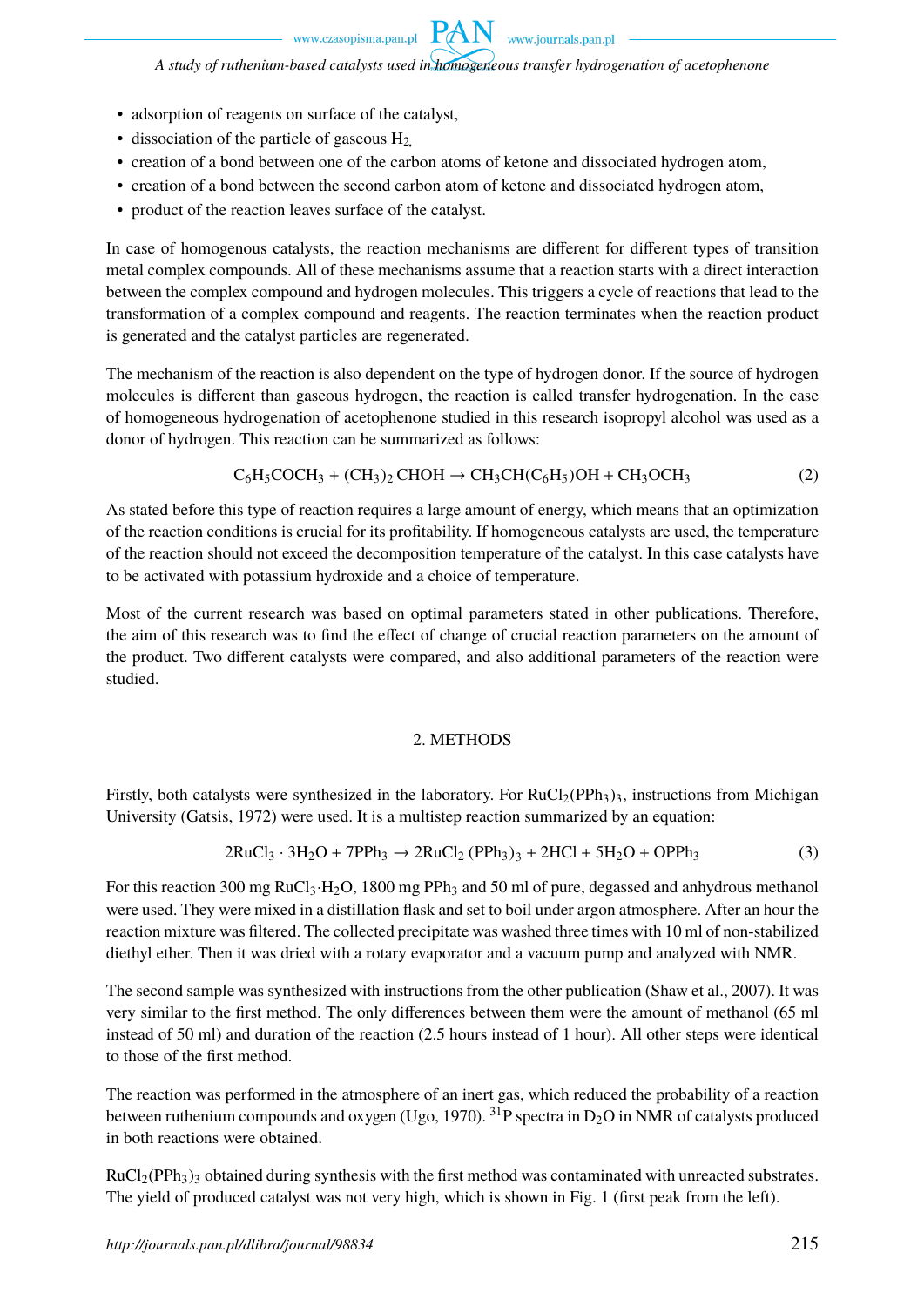- adsorption of reagents on surface of the catalyst,
- dissociation of the particle of gaseous $H_2$,
- creation of a bond between one of the carbon atoms of ketone and dissociated hydrogen atom,
- creation of a bond between the second carbon atom of ketone and dissociated hydrogen atom,
- product of the reaction leaves surface of the catalyst.

In case of homogenous catalysts, the reaction mechanisms are different for different types of transition metal complex compounds. All of these mechanisms assume that a reaction starts with a direct interaction between the complex compound and hydrogen molecules. This triggers a cycle of reactions that lead to the transformation of a complex compound and reagents. The reaction terminates when the reaction product is generated and the catalyst particles are regenerated.

The mechanism of the reaction is also dependent on the type of hydrogen donor. If the source of hydrogen molecules is different than gaseous hydrogen, the reaction is called transfer hydrogenation. In the case of homogeneous hydrogenation of acetophenone studied in this research isopropyl alcohol was used as a donor of hydrogen. This reaction can be summarized as follows:

$$C_6H_5COCH_3 + (CH_3)_2\,CHOH \rightarrow CH_3CH(C_6H_5)OH + CH_3OCH_3 \tag{2}$$

As stated before this type of reaction requires a large amount of energy, which means that an optimization of the reaction conditions is crucial for its profitability. If homogeneous catalysts are used, the temperature of the reaction should not exceed the decomposition temperature of the catalyst. In this case catalysts have to be activated with potassium hydroxide and a choice of temperature.

Most of the current research was based on optimal parameters stated in other publications. Therefore, the aim of this research was to find the effect of change of crucial reaction parameters on the amount of the product. Two different catalysts were compared, and also additional parameters of the reaction were studied.

## 2. METHODS

Firstly, both catalysts were synthesized in the laboratory. For $RuCl_2(PPh_3)_3$, instructions from Michigan University (Gatsis, 1972) were used. It is a multistep reaction summarized by an equation:

$$2RuCl_3 \cdot 3H_2O + 7PPh_3 \rightarrow 2RuCl_2\,(PPh_3)_3 + 2HCl + 5H_2O + OPPh_3 \tag{3}$$

For this reaction 300 mg $RuCl_3{\cdot}H_2O$, 1800 mg $PPh_3$ and 50 ml of pure, degassed and anhydrous methanol were used. They were mixed in a distillation flask and set to boil under argon atmosphere. After an hour the reaction mixture was filtered. The collected precipitate was washed three times with 10 ml of non-stabilized diethyl ether. Then it was dried with a rotary evaporator and a vacuum pump and analyzed with NMR.

The second sample was synthesized with instructions from the other publication (Shaw et al., 2007). It was very similar to the first method. The only differences between them were the amount of methanol (65 ml instead of 50 ml) and duration of the reaction (2.5 hours instead of 1 hour). All other steps were identical to those of the first method.

The reaction was performed in the atmosphere of an inert gas, which reduced the probability of a reaction between ruthenium compounds and oxygen (Ugo, 1970). $^{31}P$ spectra in $D_2O$ in NMR of catalysts produced in both reactions were obtained.

$RuCl_2(PPh_3)_3$ obtained during synthesis with the first method was contaminated with unreacted substrates. The yield of produced catalyst was not very high, which is shown in Fig. 1 (first peak from the left).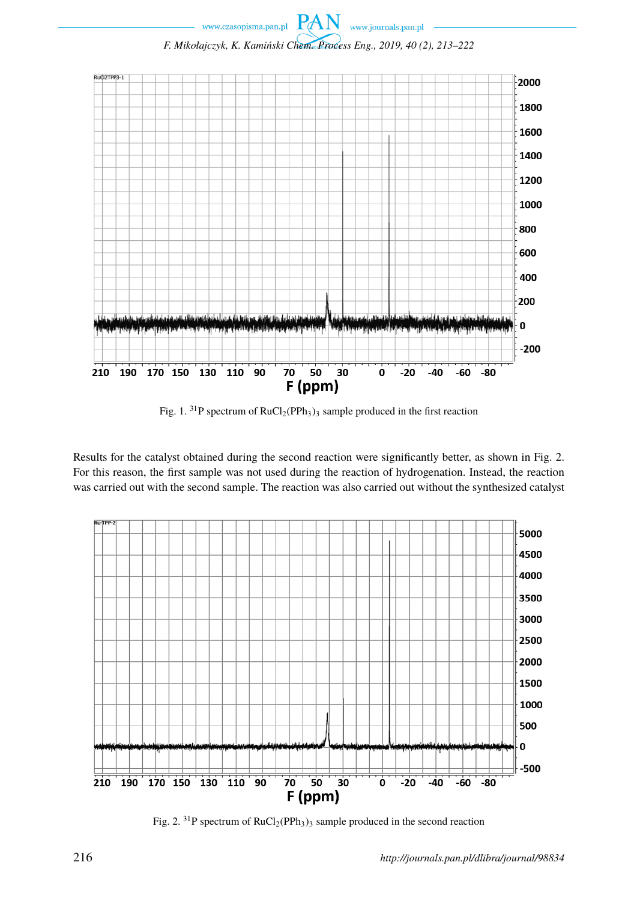Fig. 1. $^{31}P$ spectrum of $RuCl_2(PPh_3)_3$ sample produced in the first reaction

Results for the catalyst obtained during the second reaction were significantly better, as shown in Fig. 2. For this reason, the first sample was not used during the reaction of hydrogenation. Instead, the reaction was carried out with the second sample. The reaction was also carried out without the synthesized catalyst

Fig. 2. $^{31}P$ spectrum of $RuCl_2(PPh_3)_3$ sample produced in the second reaction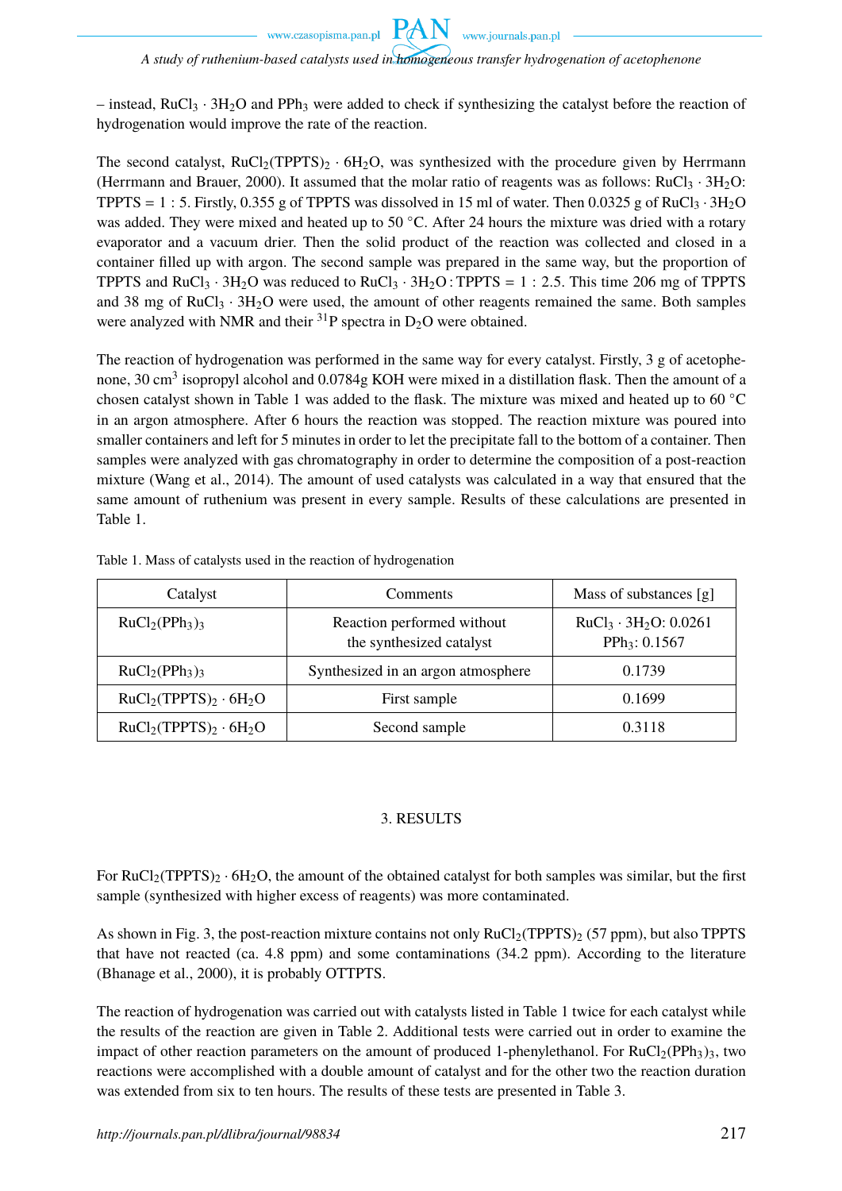– instead, $RuCl_3 \cdot 3H_2O$ and $PPh_3$ were added to check if synthesizing the catalyst before the reaction of hydrogenation would improve the rate of the reaction.

The second catalyst, $RuCl_2(TPPTS)_2 \cdot 6H_2O$, was synthesized with the procedure given by Herrmann (Herrmann and Brauer, 2000). It assumed that the molar ratio of reagents was as follows: $RuCl_3 \cdot 3H_2O$: TPPTS = 1 : 5. Firstly, 0.355 g of TPPTS was dissolved in 15 ml of water. Then 0.0325 g of $RuCl_3 \cdot 3H_2O$ was added. They were mixed and heated up to 50 °C. After 24 hours the mixture was dried with a rotary evaporator and a vacuum drier. Then the solid product of the reaction was collected and closed in a container filled up with argon. The second sample was prepared in the same way, but the proportion of TPPTS and $RuCl_3 \cdot 3H_2O$ was reduced to $RuCl_3 \cdot 3H_2O$ : TPPTS = 1 : 2.5. This time 206 mg of TPPTS and 38 mg of $RuCl_3 \cdot 3H_2O$ were used, the amount of other reagents remained the same. Both samples were analyzed with NMR and their $^{31}P$ spectra in $D_2O$ were obtained.

The reaction of hydrogenation was performed in the same way for every catalyst. Firstly, 3 g of acetophenone, 30 cm$^3$ isopropyl alcohol and 0.0784g KOH were mixed in a distillation flask. Then the amount of a chosen catalyst shown in Table 1 was added to the flask. The mixture was mixed and heated up to 60 °C in an argon atmosphere. After 6 hours the reaction was stopped. The reaction mixture was poured into smaller containers and left for 5 minutes in order to let the precipitate fall to the bottom of a container. Then samples were analyzed with gas chromatography in order to determine the composition of a post-reaction mixture (Wang et al., 2014). The amount of used catalysts was calculated in a way that ensured that the same amount of ruthenium was present in every sample. Results of these calculations are presented in Table 1.

Table 1. Mass of catalysts used in the reaction of hydrogenation

| Catalyst | Comments | Mass of substances [g] |
|---|---|---|
| $RuCl_2(PPh_3)_3$ | Reaction performed without the synthesized catalyst | $RuCl_3 \cdot 3H_2O$: 0.0261<br>$PPh_3$: 0.1567 |
| $RuCl_2(PPh_3)_3$ | Synthesized in an argon atmosphere | 0.1739 |
| $RuCl_2(TPPTS)_2 \cdot 6H_2O$ | First sample | 0.1699 |
| $RuCl_2(TPPTS)_2 \cdot 6H_2O$ | Second sample | 0.3118 |

## 3. RESULTS

For $RuCl_2(TPPTS)_2 \cdot 6H_2O$, the amount of the obtained catalyst for both samples was similar, but the first sample (synthesized with higher excess of reagents) was more contaminated.

As shown in Fig. 3, the post-reaction mixture contains not only $RuCl_2(TPPTS)_2$ (57 ppm), but also TPPTS that have not reacted (ca. 4.8 ppm) and some contaminations (34.2 ppm). According to the literature (Bhanage et al., 2000), it is probably OTTPTS.

The reaction of hydrogenation was carried out with catalysts listed in Table 1 twice for each catalyst while the results of the reaction are given in Table 2. Additional tests were carried out in order to examine the impact of other reaction parameters on the amount of produced 1-phenylethanol. For $RuCl_2(PPh_3)_3$, two reactions were accomplished with a double amount of catalyst and for the other two the reaction duration was extended from six to ten hours. The results of these tests are presented in Table 3.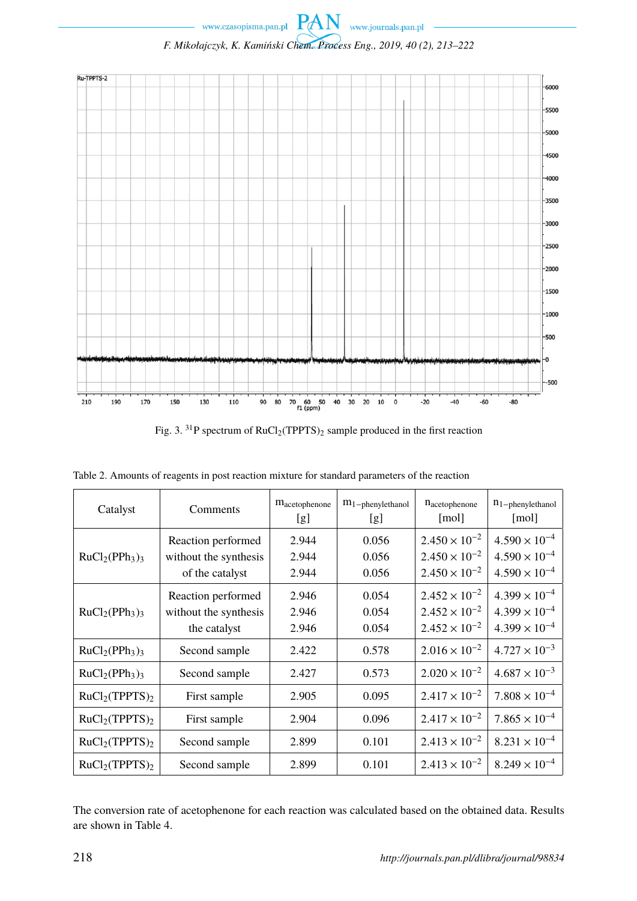Fig. 3. $^{31}$P spectrum of $RuCl_2(TPPTS)_2$ sample produced in the first reaction

Table 2. Amounts of reagents in post reaction mixture for standard parameters of the reaction

| Catalyst | Comments | $m_{acetophenone}$ [g] | $m_{1-phenylethanol}$ [g] | $n_{acetophenone}$ [mol] | $n_{1-phenylethanol}$ [mol] |
|---|---|---|---|---|---|
| $RuCl_2(PPh_3)_3$ | Reaction performed without the synthesis of the catalyst | 2.944<br>2.944<br>2.944 | 0.056<br>0.056<br>0.056 | $2.450 \times 10^{-2}$<br>$2.450 \times 10^{-2}$<br>$2.450 \times 10^{-2}$ | $4.590 \times 10^{-4}$<br>$4.590 \times 10^{-4}$<br>$4.590 \times 10^{-4}$ |
| $RuCl_2(PPh_3)_3$ | Reaction performed without the synthesis the catalyst | 2.946<br>2.946<br>2.946 | 0.054<br>0.054<br>0.054 | $2.452 \times 10^{-2}$<br>$2.452 \times 10^{-2}$<br>$2.452 \times 10^{-2}$ | $4.399 \times 10^{-4}$<br>$4.399 \times 10^{-4}$<br>$4.399 \times 10^{-4}$ |
| $RuCl_2(PPh_3)_3$ | Second sample | 2.422 | 0.578 | $2.016 \times 10^{-2}$ | $4.727 \times 10^{-3}$ |
| $RuCl_2(PPh_3)_3$ | Second sample | 2.427 | 0.573 | $2.020 \times 10^{-2}$ | $4.687 \times 10^{-3}$ |
| $RuCl_2(TPPTS)_2$ | First sample | 2.905 | 0.095 | $2.417 \times 10^{-2}$ | $7.808 \times 10^{-4}$ |
| $RuCl_2(TPPTS)_2$ | First sample | 2.904 | 0.096 | $2.417 \times 10^{-2}$ | $7.865 \times 10^{-4}$ |
| $RuCl_2(TPPTS)_2$ | Second sample | 2.899 | 0.101 | $2.413 \times 10^{-2}$ | $8.231 \times 10^{-4}$ |
| $RuCl_2(TPPTS)_2$ | Second sample | 2.899 | 0.101 | $2.413 \times 10^{-2}$ | $8.249 \times 10^{-4}$ |

The conversion rate of acetophenone for each reaction was calculated based on the obtained data. Results are shown in Table 4.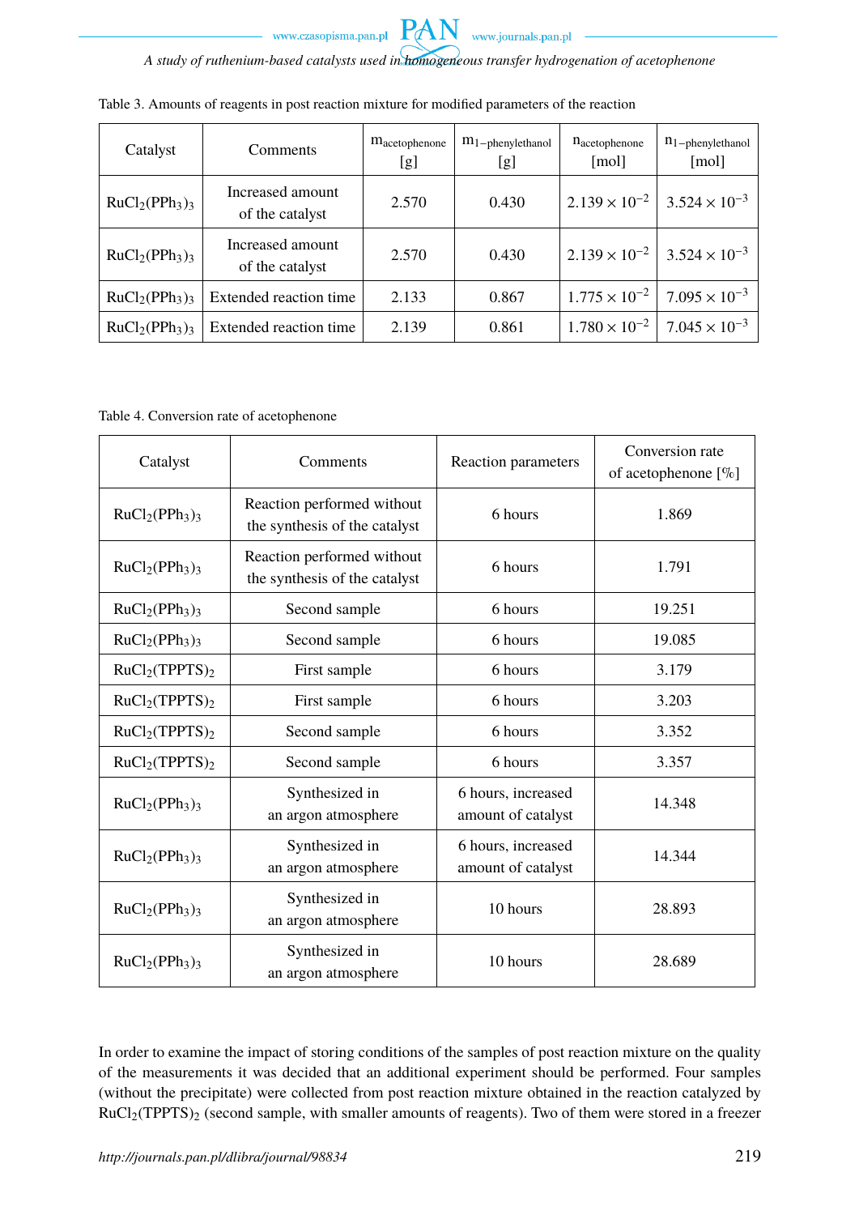Table 3. Amounts of reagents in post reaction mixture for modified parameters of the reaction

| Catalyst | Comments | $m_{acetophenone}$ [g] | $m_{1-phenylethanol}$ [g] | $n_{acetophenone}$ [mol] | $n_{1-phenylethanol}$ [mol] |
|---|---|---|---|---|---|
| $RuCl_2(PPh_3)_3$ | Increased amount of the catalyst | 2.570 | 0.430 | $2.139 \times 10^{-2}$ | $3.524 \times 10^{-3}$ |
| $RuCl_2(PPh_3)_3$ | Increased amount of the catalyst | 2.570 | 0.430 | $2.139 \times 10^{-2}$ | $3.524 \times 10^{-3}$ |
| $RuCl_2(PPh_3)_3$ | Extended reaction time | 2.133 | 0.867 | $1.775 \times 10^{-2}$ | $7.095 \times 10^{-3}$ |
| $RuCl_2(PPh_3)_3$ | Extended reaction time | 2.139 | 0.861 | $1.780 \times 10^{-2}$ | $7.045 \times 10^{-3}$ |

Table 4. Conversion rate of acetophenone

| Catalyst | Comments | Reaction parameters | Conversion rate of acetophenone [%] |
|---|---|---|---|
| $RuCl_2(PPh_3)_3$ | Reaction performed without the synthesis of the catalyst | 6 hours | 1.869 |
| $RuCl_2(PPh_3)_3$ | Reaction performed without the synthesis of the catalyst | 6 hours | 1.791 |
| $RuCl_2(PPh_3)_3$ | Second sample | 6 hours | 19.251 |
| $RuCl_2(PPh_3)_3$ | Second sample | 6 hours | 19.085 |
| $RuCl_2(TPPTS)_2$ | First sample | 6 hours | 3.179 |
| $RuCl_2(TPPTS)_2$ | First sample | 6 hours | 3.203 |
| $RuCl_2(TPPTS)_2$ | Second sample | 6 hours | 3.352 |
| $RuCl_2(TPPTS)_2$ | Second sample | 6 hours | 3.357 |
| $RuCl_2(PPh_3)_3$ | Synthesized in an argon atmosphere | 6 hours, increased amount of catalyst | 14.348 |
| $RuCl_2(PPh_3)_3$ | Synthesized in an argon atmosphere | 6 hours, increased amount of catalyst | 14.344 |
| $RuCl_2(PPh_3)_3$ | Synthesized in an argon atmosphere | 10 hours | 28.893 |
| $RuCl_2(PPh_3)_3$ | Synthesized in an argon atmosphere | 10 hours | 28.689 |

In order to examine the impact of storing conditions of the samples of post reaction mixture on the quality of the measurements it was decided that an additional experiment should be performed. Four samples (without the precipitate) were collected from post reaction mixture obtained in the reaction catalyzed by $RuCl_2(TPPTS)_2$ (second sample, with smaller amounts of reagents). Two of them were stored in a freezer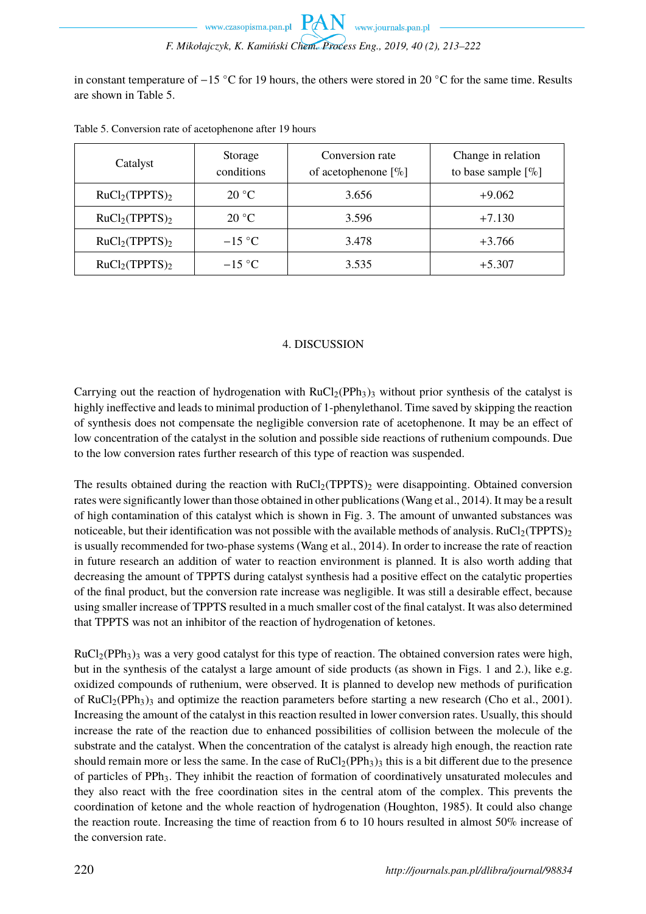in constant temperature of −15 °C for 19 hours, the others were stored in 20 °C for the same time. Results are shown in Table 5.

Table 5. Conversion rate of acetophenone after 19 hours

| Catalyst | Storage conditions | Conversion rate of acetophenone [%] | Change in relation to base sample [%] |
|---|---|---|---|
| $RuCl_2(TPPTS)_2$ | 20 °C | 3.656 | +9.062 |
| $RuCl_2(TPPTS)_2$ | 20 °C | 3.596 | +7.130 |
| $RuCl_2(TPPTS)_2$ | −15 °C | 3.478 | +3.766 |
| $RuCl_2(TPPTS)_2$ | −15 °C | 3.535 | +5.307 |

## 4. DISCUSSION

Carrying out the reaction of hydrogenation with $RuCl_2(PPh_3)_3$ without prior synthesis of the catalyst is highly ineffective and leads to minimal production of 1-phenylethanol. Time saved by skipping the reaction of synthesis does not compensate the negligible conversion rate of acetophenone. It may be an effect of low concentration of the catalyst in the solution and possible side reactions of ruthenium compounds. Due to the low conversion rates further research of this type of reaction was suspended.

The results obtained during the reaction with $RuCl_2(TPPTS)_2$ were disappointing. Obtained conversion rates were significantly lower than those obtained in other publications (Wang et al., 2014). It may be a result of high contamination of this catalyst which is shown in Fig. 3. The amount of unwanted substances was noticeable, but their identification was not possible with the available methods of analysis. $RuCl_2(TPPTS)_2$ is usually recommended for two-phase systems (Wang et al., 2014). In order to increase the rate of reaction in future research an addition of water to reaction environment is planned. It is also worth adding that decreasing the amount of TPPTS during catalyst synthesis had a positive effect on the catalytic properties of the final product, but the conversion rate increase was negligible. It was still a desirable effect, because using smaller increase of TPPTS resulted in a much smaller cost of the final catalyst. It was also determined that TPPTS was not an inhibitor of the reaction of hydrogenation of ketones.

$RuCl_2(PPh_3)_3$ was a very good catalyst for this type of reaction. The obtained conversion rates were high, but in the synthesis of the catalyst a large amount of side products (as shown in Figs. 1 and 2.), like e.g. oxidized compounds of ruthenium, were observed. It is planned to develop new methods of purification of $RuCl_2(PPh_3)_3$ and optimize the reaction parameters before starting a new research (Cho et al., 2001). Increasing the amount of the catalyst in this reaction resulted in lower conversion rates. Usually, this should increase the rate of the reaction due to enhanced possibilities of collision between the molecule of the substrate and the catalyst. When the concentration of the catalyst is already high enough, the reaction rate should remain more or less the same. In the case of $RuCl_2(PPh_3)_3$ this is a bit different due to the presence of particles of $PPh_3$. They inhibit the reaction of formation of coordinatively unsaturated molecules and they also react with the free coordination sites in the central atom of the complex. This prevents the coordination of ketone and the whole reaction of hydrogenation (Houghton, 1985). It could also change the reaction route. Increasing the time of reaction from 6 to 10 hours resulted in almost 50% increase of the conversion rate.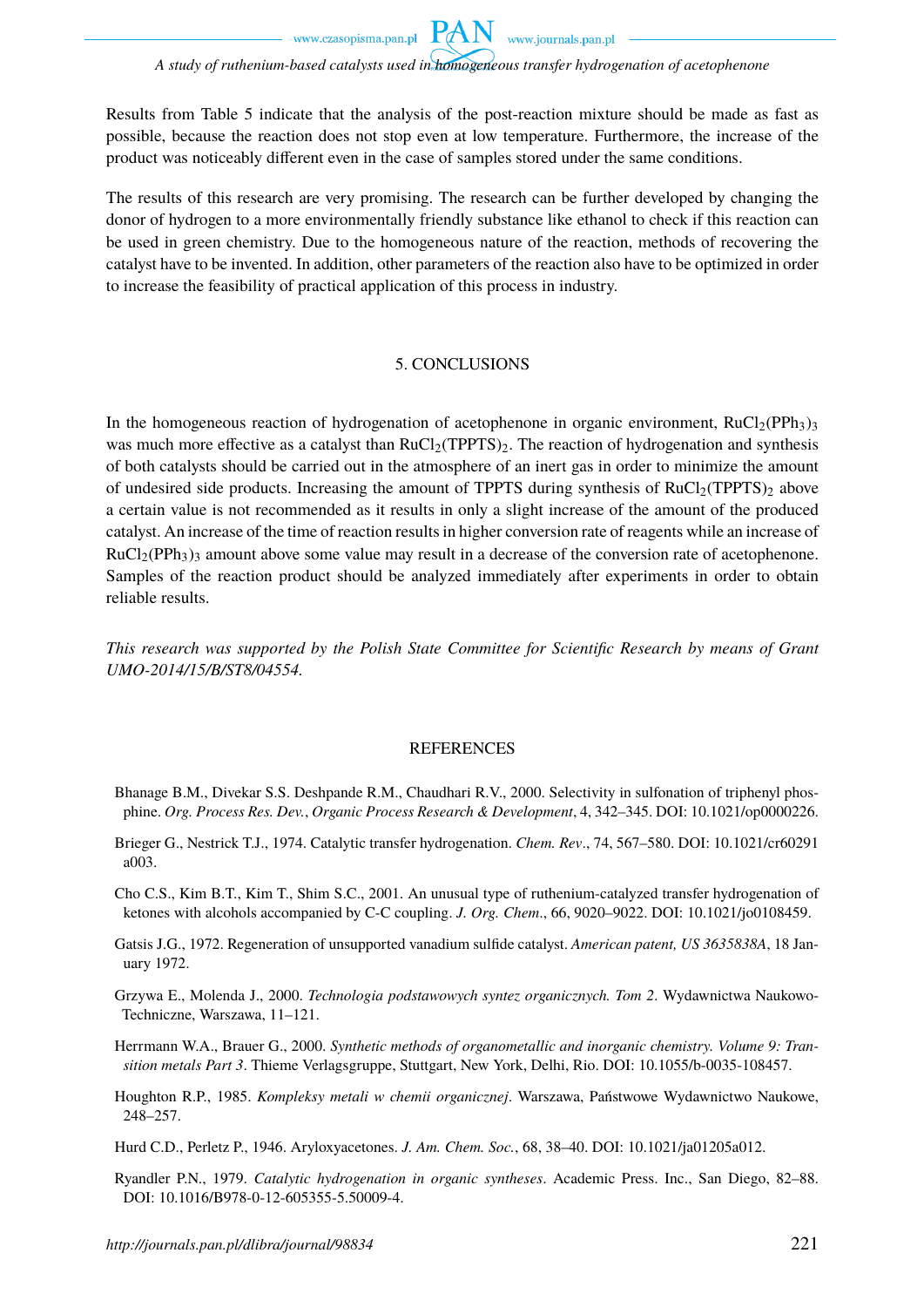Results from Table 5 indicate that the analysis of the post-reaction mixture should be made as fast as possible, because the reaction does not stop even at low temperature. Furthermore, the increase of the product was noticeably different even in the case of samples stored under the same conditions.

The results of this research are very promising. The research can be further developed by changing the donor of hydrogen to a more environmentally friendly substance like ethanol to check if this reaction can be used in green chemistry. Due to the homogeneous nature of the reaction, methods of recovering the catalyst have to be invented. In addition, other parameters of the reaction also have to be optimized in order to increase the feasibility of practical application of this process in industry.

## 5. CONCLUSIONS

In the homogeneous reaction of hydrogenation of acetophenone in organic environment, $RuCl_2(PPh_3)_3$ was much more effective as a catalyst than $RuCl_2(TPPTS)_2$. The reaction of hydrogenation and synthesis of both catalysts should be carried out in the atmosphere of an inert gas in order to minimize the amount of undesired side products. Increasing the amount of TPPTS during synthesis of $RuCl_2(TPPTS)_2$ above a certain value is not recommended as it results in only a slight increase of the amount of the produced catalyst. An increase of the time of reaction results in higher conversion rate of reagents while an increase of $RuCl_2(PPh_3)_3$ amount above some value may result in a decrease of the conversion rate of acetophenone. Samples of the reaction product should be analyzed immediately after experiments in order to obtain reliable results.

*This research was supported by the Polish State Committee for Scientific Research by means of Grant UMO-2014/15/B/ST8/04554.*

## REFERENCES

Bhanage B.M., Divekar S.S. Deshpande R.M., Chaudhari R.V., 2000. Selectivity in sulfonation of triphenyl phosphine. *Org. Process Res. Dev.*, *Organic Process Research & Development*, 4, 342–345. DOI: 10.1021/op0000226.

Brieger G., Nestrick T.J., 1974. Catalytic transfer hydrogenation. *Chem. Rev*., 74, 567–580. DOI: 10.1021/cr60291a003.

Cho C.S., Kim B.T., Kim T., Shim S.C., 2001. An unusual type of ruthenium-catalyzed transfer hydrogenation of ketones with alcohols accompanied by C-C coupling. *J. Org. Chem*., 66, 9020–9022. DOI: 10.1021/jo0108459.

Gatsis J.G., 1972. Regeneration of unsupported vanadium sulfide catalyst. *American patent, US 3635838A*, 18 January 1972.

Grzywa E., Molenda J., 2000. *Technologia podstawowych syntez organicznych. Tom 2*. Wydawnictwa Naukowo-Techniczne, Warszawa, 11–121.

Herrmann W.A., Brauer G., 2000. *Synthetic methods of organometallic and inorganic chemistry. Volume 9: Transition metals Part 3*. Thieme Verlagsgruppe, Stuttgart, New York, Delhi, Rio. DOI: 10.1055/b-0035-108457.

Houghton R.P., 1985. *Kompleksy metali w chemii organicznej*. Warszawa, Państwowe Wydawnictwo Naukowe, 248–257.

Hurd C.D., Perletz P., 1946. Aryloxyacetones. *J. Am. Chem. Soc.*, 68, 38–40. DOI: 10.1021/ja01205a012.

Ryandler P.N., 1979. *Catalytic hydrogenation in organic syntheses*. Academic Press. Inc., San Diego, 82–88. DOI: 10.1016/B978-0-12-605355-5.50009-4.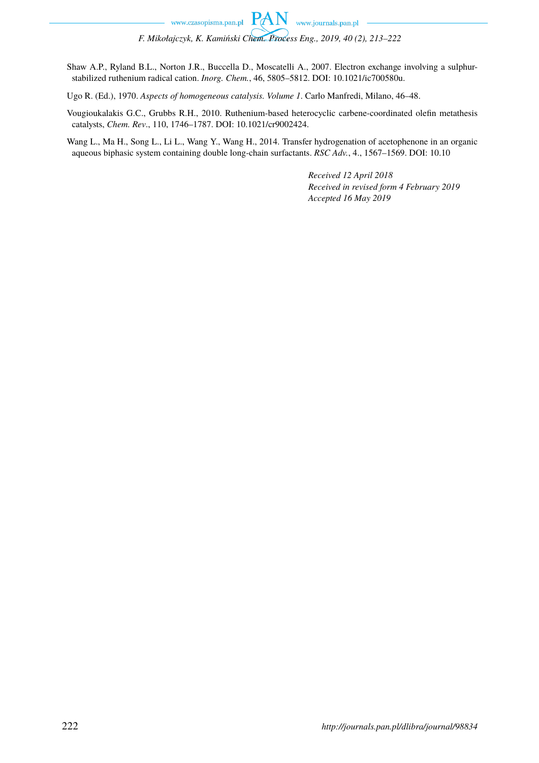Shaw A.P., Ryland B.L., Norton J.R., Buccella D., Moscatelli A., 2007. Electron exchange involving a sulphur-stabilized ruthenium radical cation. *Inorg. Chem.*, 46, 5805–5812. DOI: 10.1021/ic700580u.

Ugo R. (Ed.), 1970. *Aspects of homogeneous catalysis. Volume 1*. Carlo Manfredi, Milano, 46–48.

Vougioukalakis G.C., Grubbs R.H., 2010. Ruthenium-based heterocyclic carbene-coordinated olefin metathesis catalysts, *Chem. Rev*., 110, 1746–1787. DOI: 10.1021/cr9002424.

Wang L., Ma H., Song L., Li L., Wang Y., Wang H., 2014. Transfer hydrogenation of acetophenone in an organic aqueous biphasic system containing double long-chain surfactants. *RSC Adv.*, 4., 1567–1569. DOI: 10.10

*Received 12 April 2018*
*Received in revised form 4 February 2019*
*Accepted 16 May 2019*